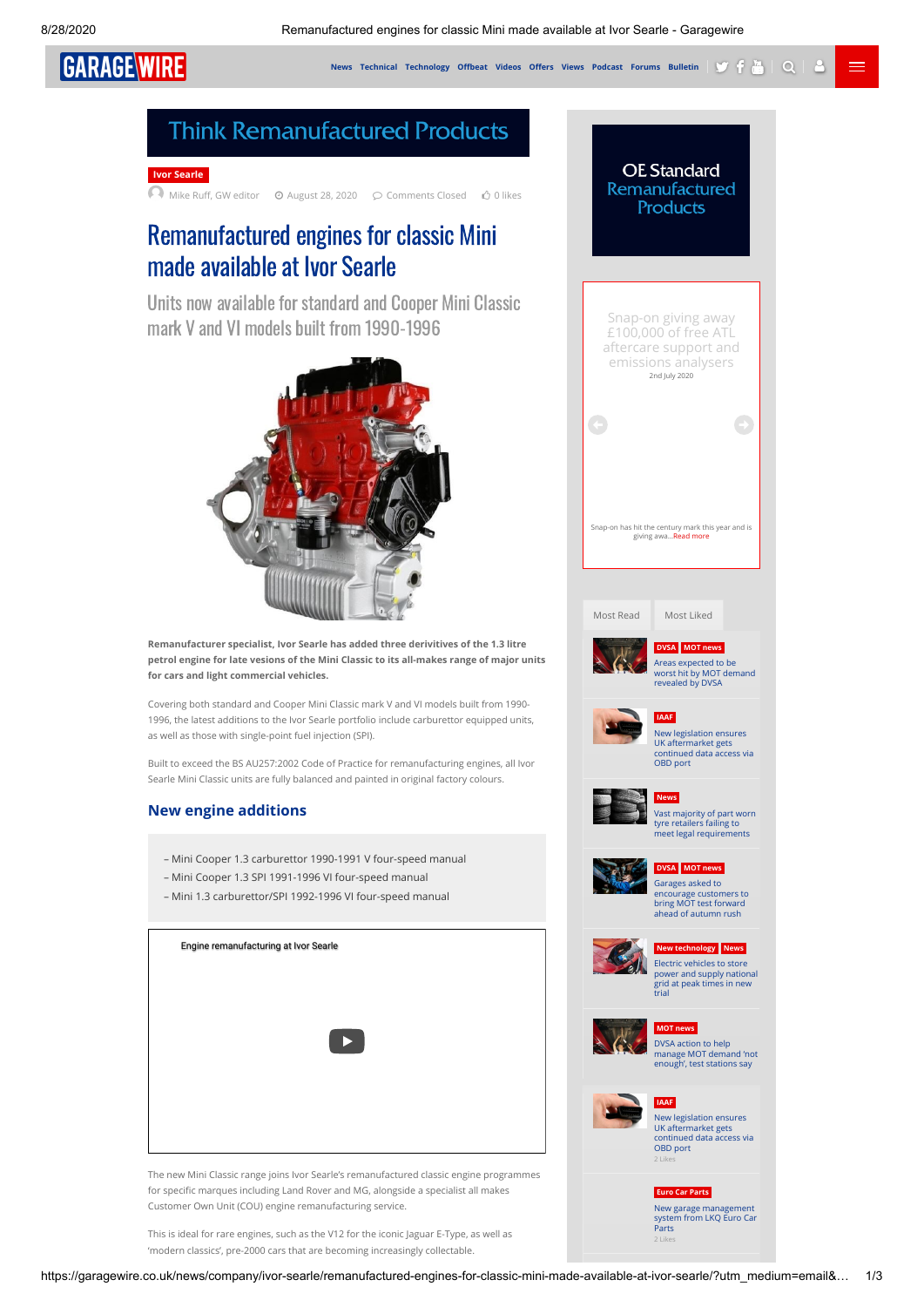Ivor Searle

Mike Ruff, GW editor · August 28, 2020 · Comments Closed · 0 likes

# Remanufactured engines for classic Mini made available at Ivor Searle

## Units now available for standard and Cooper Mini Classic mark V and VI models built from 1990-1996

**Remanufacturer specialist, Ivor Searle has added three derivitives of the 1.3 litre petrol engine for late vesions of the Mini Classic to its all-makes range of major units for cars and light commercial vehicles.**

Covering both standard and Cooper Mini Classic mark V and VI models built from 1990-1996, the latest additions to the Ivor Searle portfolio include carburettor equipped units, as well as those with single-point fuel injection (SPI).

Built to exceed the BS AU257:2002 Code of Practice for remanufacturing engines, all Ivor Searle Mini Classic units are fully balanced and painted in original factory colours.

### New engine additions

– Mini Cooper 1.3 carburettor 1990-1991 V four-speed manual
– Mini Cooper 1.3 SPI 1991-1996 VI four-speed manual
– Mini 1.3 carburettor/SPI 1992-1996 VI four-speed manual

Engine remanufacturing at Ivor Searle

The new Mini Classic range joins Ivor Searle's remanufactured classic engine programmes for specific marques including Land Rover and MG, alongside a specialist all makes Customer Own Unit (COU) engine remanufacturing service.

This is ideal for rare engines, such as the V12 for the iconic Jaguar E-Type, as well as 'modern classics', pre-2000 cars that are becoming increasingly collectable.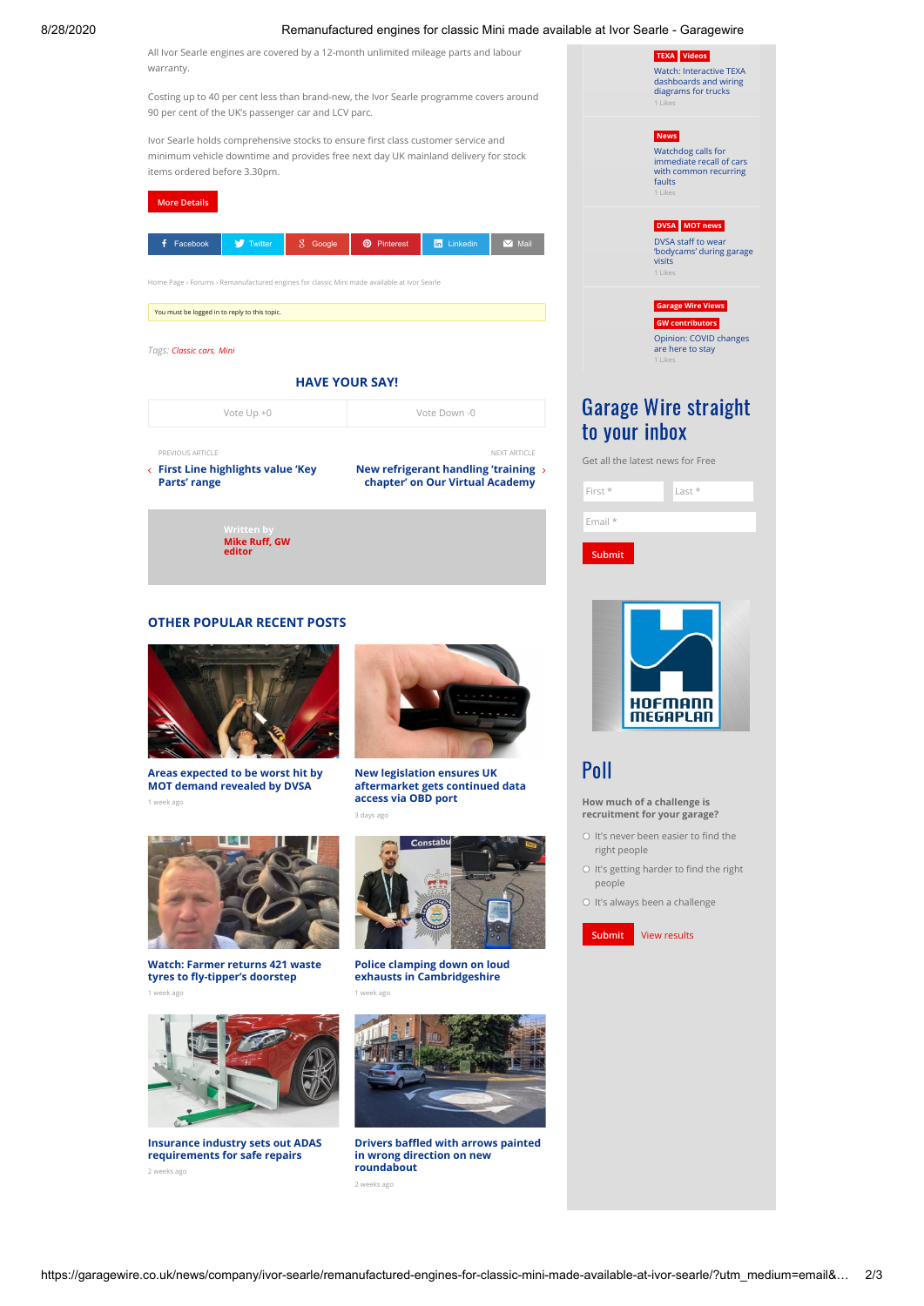All Ivor Searle engines are covered by a 12-month unlimited mileage parts and labour warranty.

Costing up to 40 per cent less than brand-new, the Ivor Searle programme covers around 90 per cent of the UK's passenger car and LCV parc.

Ivor Searle holds comprehensive stocks to ensure first class customer service and minimum vehicle downtime and provides free next day UK mainland delivery for stock items ordered before 3.30pm.

More Details

Facebook | Twitter | Google | Pinterest | Linkedin | Mail

Home Page › Forums › Remanufactured engines for classic Mini made available at Ivor Searle

You must be logged in to reply to this topic.

*Tags: Classic cars, Mini*

## HAVE YOUR SAY!

Vote Up +0 | Vote Down -0

PREVIOUS ARTICLE
‹ First Line highlights value 'Key Parts' range

NEXT ARTICLE
New refrigerant handling 'training chapter' on Our Virtual Academy ›

Written by
Mike Ruff, GW editor

## OTHER POPULAR RECENT POSTS

**Areas expected to be worst hit by MOT demand revealed by DVSA**
1 week ago

**New legislation ensures UK aftermarket gets continued data access via OBD port**
3 days ago

**Watch: Farmer returns 421 waste tyres to fly-tipper's doorstep**
1 week ago

**Police clamping down on loud exhausts in Cambridgeshire**
1 week ago

**Insurance industry sets out ADAS requirements for safe repairs**
2 weeks ago

**Drivers baffled with arrows painted in wrong direction on new roundabout**
2 weeks ago

TEXA | Videos
Watch: Interactive TEXA dashboards and wiring diagrams for trucks
1 Likes

News
Watchdog calls for immediate recall of cars with common recurring faults
1 Likes

DVSA | MOT news
DVSA staff to wear 'bodycams' during garage visits
1 Likes

Garage Wire Views | GW contributors
Opinion: COVID changes are here to stay
1 Likes

## Garage Wire straight to your inbox

Get all the latest news for Free

First * | Last *

Email *

Submit

HOFMANN MEGAPLAN

## Poll

**How much of a challenge is recruitment for your garage?**

- It's never been easier to find the right people
- It's getting harder to find the right people
- It's always been a challenge

Submit | View results